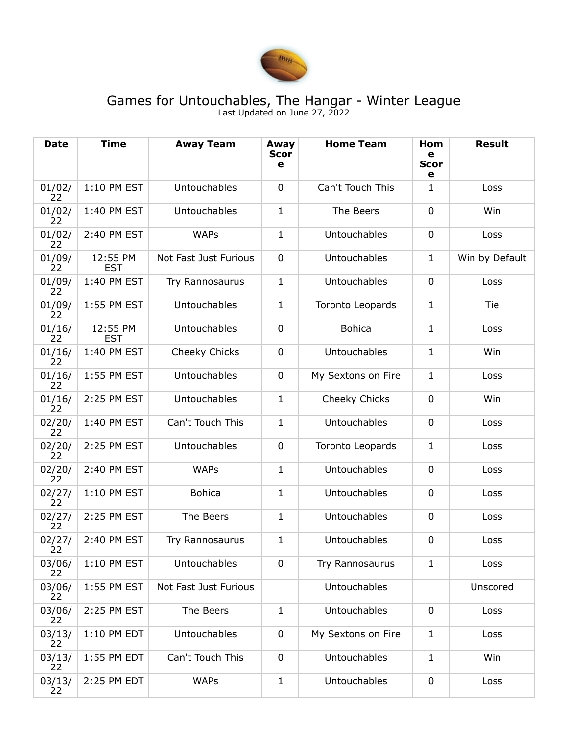# Games for Untouchables, The Hangar - Winter League

Last Updated on June 27, 2022

| Date | Time | Away Team | Away Score | Home Team | Home Score | Result |
|---|---|---|---|---|---|---|
| 01/02/22 | 1:10 PM EST | Untouchables | 0 | Can't Touch This | 1 | Loss |
| 01/02/22 | 1:40 PM EST | Untouchables | 1 | The Beers | 0 | Win |
| 01/02/22 | 2:40 PM EST | WAPs | 1 | Untouchables | 0 | Loss |
| 01/09/22 | 12:55 PM EST | Not Fast Just Furious | 0 | Untouchables | 1 | Win by Default |
| 01/09/22 | 1:40 PM EST | Try Rannosaurus | 1 | Untouchables | 0 | Loss |
| 01/09/22 | 1:55 PM EST | Untouchables | 1 | Toronto Leopards | 1 | Tie |
| 01/16/22 | 12:55 PM EST | Untouchables | 0 | Bohica | 1 | Loss |
| 01/16/22 | 1:40 PM EST | Cheeky Chicks | 0 | Untouchables | 1 | Win |
| 01/16/22 | 1:55 PM EST | Untouchables | 0 | My Sextons on Fire | 1 | Loss |
| 01/16/22 | 2:25 PM EST | Untouchables | 1 | Cheeky Chicks | 0 | Win |
| 02/20/22 | 1:40 PM EST | Can't Touch This | 1 | Untouchables | 0 | Loss |
| 02/20/22 | 2:25 PM EST | Untouchables | 0 | Toronto Leopards | 1 | Loss |
| 02/20/22 | 2:40 PM EST | WAPs | 1 | Untouchables | 0 | Loss |
| 02/27/22 | 1:10 PM EST | Bohica | 1 | Untouchables | 0 | Loss |
| 02/27/22 | 2:25 PM EST | The Beers | 1 | Untouchables | 0 | Loss |
| 02/27/22 | 2:40 PM EST | Try Rannosaurus | 1 | Untouchables | 0 | Loss |
| 03/06/22 | 1:10 PM EST | Untouchables | 0 | Try Rannosaurus | 1 | Loss |
| 03/06/22 | 1:55 PM EST | Not Fast Just Furious | | Untouchables | | Unscored |
| 03/06/22 | 2:25 PM EST | The Beers | 1 | Untouchables | 0 | Loss |
| 03/13/22 | 1:10 PM EDT | Untouchables | 0 | My Sextons on Fire | 1 | Loss |
| 03/13/22 | 1:55 PM EDT | Can't Touch This | 0 | Untouchables | 1 | Win |
| 03/13/22 | 2:25 PM EDT | WAPs | 1 | Untouchables | 0 | Loss |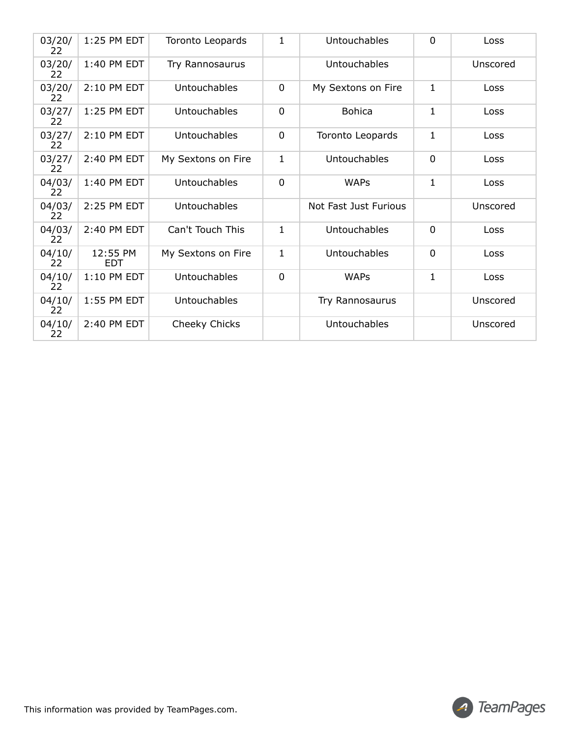| | | | | | | |
|---|---|---|---|---|---|---|
| 03/20/22 | 1:25 PM EDT | Toronto Leopards | 1 | Untouchables | 0 | Loss |
| 03/20/22 | 1:40 PM EDT | Try Rannosaurus | | Untouchables | | Unscored |
| 03/20/22 | 2:10 PM EDT | Untouchables | 0 | My Sextons on Fire | 1 | Loss |
| 03/27/22 | 1:25 PM EDT | Untouchables | 0 | Bohica | 1 | Loss |
| 03/27/22 | 2:10 PM EDT | Untouchables | 0 | Toronto Leopards | 1 | Loss |
| 03/27/22 | 2:40 PM EDT | My Sextons on Fire | 1 | Untouchables | 0 | Loss |
| 04/03/22 | 1:40 PM EDT | Untouchables | 0 | WAPs | 1 | Loss |
| 04/03/22 | 2:25 PM EDT | Untouchables | | Not Fast Just Furious | | Unscored |
| 04/03/22 | 2:40 PM EDT | Can't Touch This | 1 | Untouchables | 0 | Loss |
| 04/10/22 | 12:55 PM EDT | My Sextons on Fire | 1 | Untouchables | 0 | Loss |
| 04/10/22 | 1:10 PM EDT | Untouchables | 0 | WAPs | 1 | Loss |
| 04/10/22 | 1:55 PM EDT | Untouchables | | Try Rannosaurus | | Unscored |
| 04/10/22 | 2:40 PM EDT | Cheeky Chicks | | Untouchables | | Unscored |

This information was provided by TeamPages.com.